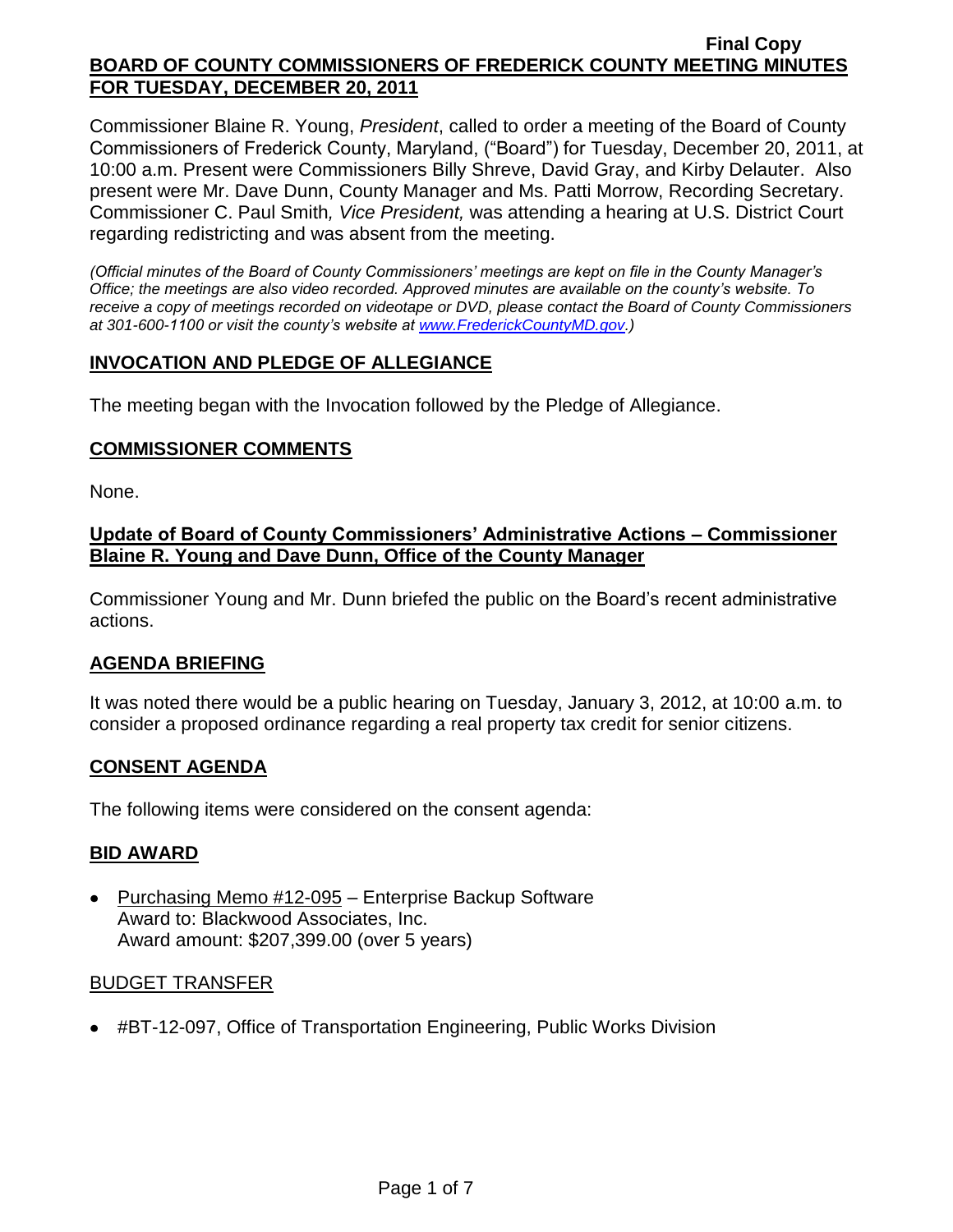**Final Copy**

# BOARD OF COUNTY COMMISSIONERS OF FREDERICK COUNTY MEETING MINUTES FOR TUESDAY, DECEMBER 20, 2011

Commissioner Blaine R. Young, *President*, called to order a meeting of the Board of County Commissioners of Frederick County, Maryland, ("Board") for Tuesday, December 20, 2011, at 10:00 a.m. Present were Commissioners Billy Shreve, David Gray, and Kirby Delauter. Also present were Mr. Dave Dunn, County Manager and Ms. Patti Morrow, Recording Secretary. Commissioner C. Paul Smith*, Vice President,* was attending a hearing at U.S. District Court regarding redistricting and was absent from the meeting.

*(Official minutes of the Board of County Commissioners' meetings are kept on file in the County Manager's Office; the meetings are also video recorded. Approved minutes are available on the county's website. To receive a copy of meetings recorded on videotape or DVD, please contact the Board of County Commissioners at 301-600-1100 or visit the county's website at www.FrederickCountyMD.gov.)*

## INVOCATION AND PLEDGE OF ALLEGIANCE

The meeting began with the Invocation followed by the Pledge of Allegiance.

## COMMISSIONER COMMENTS

None.

## Update of Board of County Commissioners' Administrative Actions – Commissioner Blaine R. Young and Dave Dunn, Office of the County Manager

Commissioner Young and Mr. Dunn briefed the public on the Board's recent administrative actions.

## AGENDA BRIEFING

It was noted there would be a public hearing on Tuesday, January 3, 2012, at 10:00 a.m. to consider a proposed ordinance regarding a real property tax credit for senior citizens.

## CONSENT AGENDA

The following items were considered on the consent agenda:

## BID AWARD

- Purchasing Memo #12-095 – Enterprise Backup Software
  Award to: Blackwood Associates, Inc.
  Award amount: $207,399.00 (over 5 years)

### BUDGET TRANSFER

- #BT-12-097, Office of Transportation Engineering, Public Works Division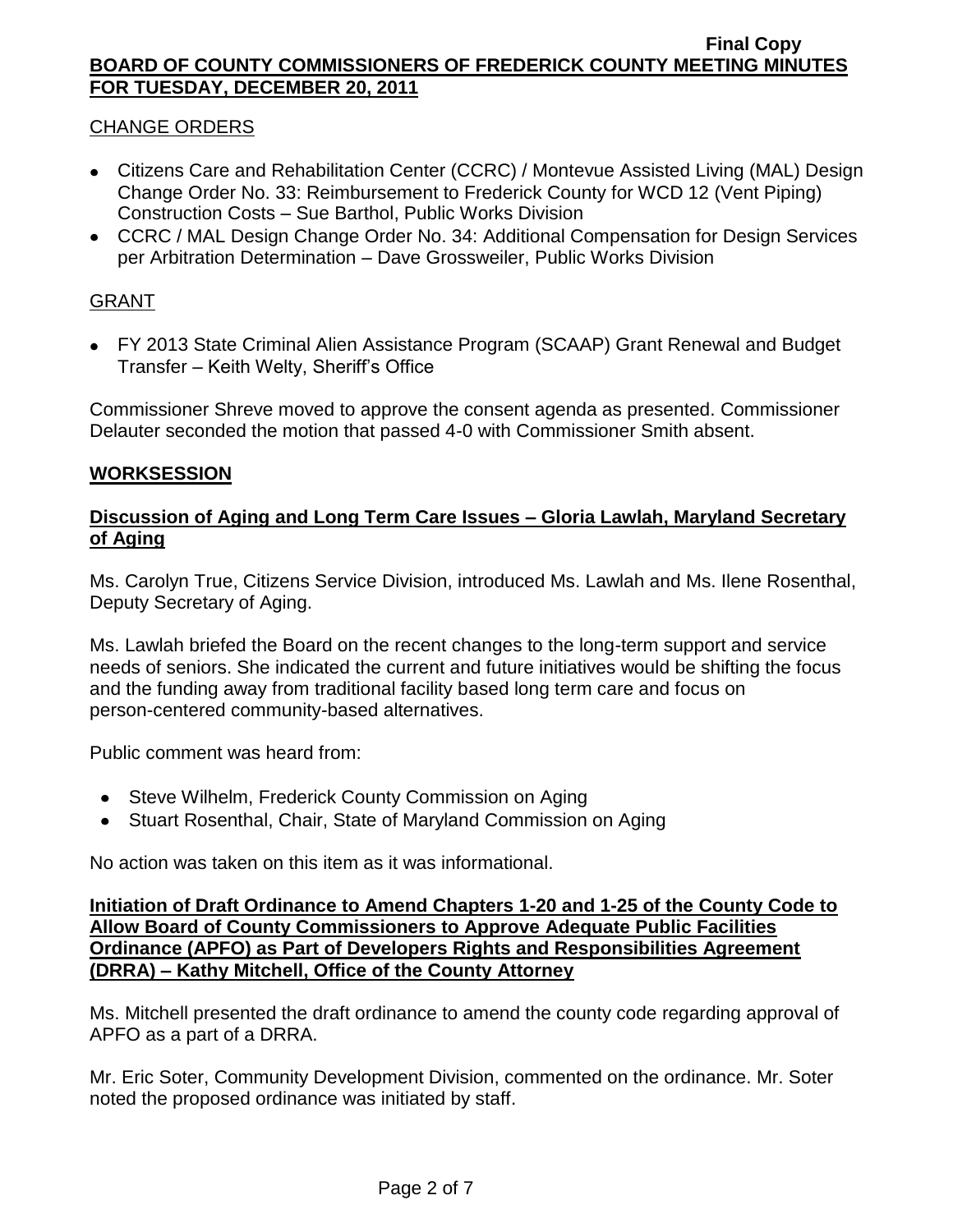CHANGE ORDERS

- Citizens Care and Rehabilitation Center (CCRC) / Montevue Assisted Living (MAL) Design Change Order No. 33: Reimbursement to Frederick County for WCD 12 (Vent Piping) Construction Costs – Sue Barthol, Public Works Division
- CCRC / MAL Design Change Order No. 34: Additional Compensation for Design Services per Arbitration Determination – Dave Grossweiler, Public Works Division

GRANT

- FY 2013 State Criminal Alien Assistance Program (SCAAP) Grant Renewal and Budget Transfer – Keith Welty, Sheriff's Office

Commissioner Shreve moved to approve the consent agenda as presented. Commissioner Delauter seconded the motion that passed 4-0 with Commissioner Smith absent.

## WORKSESSION

### Discussion of Aging and Long Term Care Issues – Gloria Lawlah, Maryland Secretary of Aging

Ms. Carolyn True, Citizens Service Division, introduced Ms. Lawlah and Ms. Ilene Rosenthal, Deputy Secretary of Aging.

Ms. Lawlah briefed the Board on the recent changes to the long-term support and service needs of seniors. She indicated the current and future initiatives would be shifting the focus and the funding away from traditional facility based long term care and focus on person-centered community-based alternatives.

Public comment was heard from:

- Steve Wilhelm, Frederick County Commission on Aging
- Stuart Rosenthal, Chair, State of Maryland Commission on Aging

No action was taken on this item as it was informational.

### Initiation of Draft Ordinance to Amend Chapters 1-20 and 1-25 of the County Code to Allow Board of County Commissioners to Approve Adequate Public Facilities Ordinance (APFO) as Part of Developers Rights and Responsibilities Agreement (DRRA) – Kathy Mitchell, Office of the County Attorney

Ms. Mitchell presented the draft ordinance to amend the county code regarding approval of APFO as a part of a DRRA.

Mr. Eric Soter, Community Development Division, commented on the ordinance. Mr. Soter noted the proposed ordinance was initiated by staff.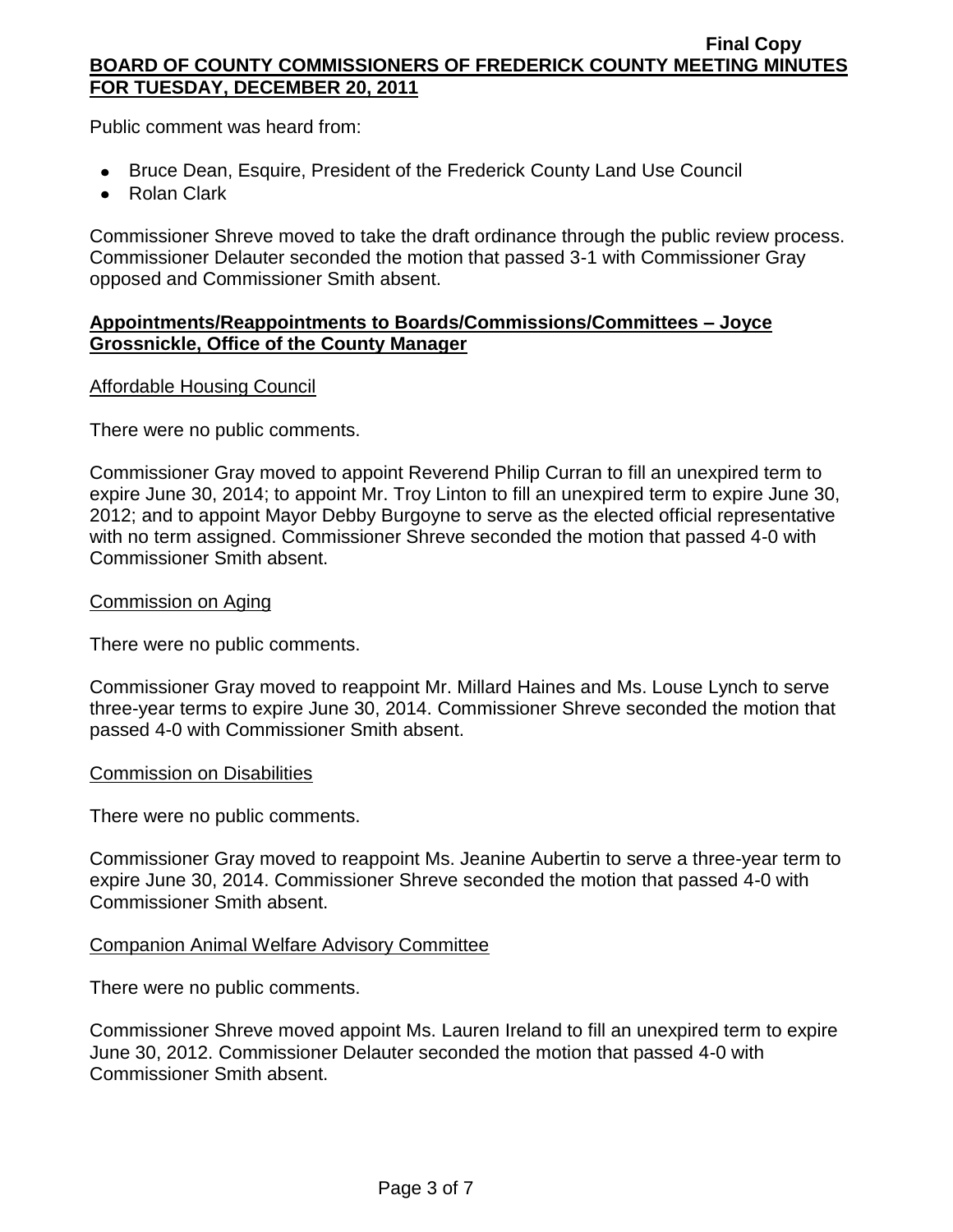Public comment was heard from:

- Bruce Dean, Esquire, President of the Frederick County Land Use Council
- Rolan Clark

Commissioner Shreve moved to take the draft ordinance through the public review process. Commissioner Delauter seconded the motion that passed 3-1 with Commissioner Gray opposed and Commissioner Smith absent.

## Appointments/Reappointments to Boards/Commissions/Committees – Joyce Grossnickle, Office of the County Manager

### Affordable Housing Council

There were no public comments.

Commissioner Gray moved to appoint Reverend Philip Curran to fill an unexpired term to expire June 30, 2014; to appoint Mr. Troy Linton to fill an unexpired term to expire June 30, 2012; and to appoint Mayor Debby Burgoyne to serve as the elected official representative with no term assigned. Commissioner Shreve seconded the motion that passed 4-0 with Commissioner Smith absent.

### Commission on Aging

There were no public comments.

Commissioner Gray moved to reappoint Mr. Millard Haines and Ms. Louse Lynch to serve three-year terms to expire June 30, 2014. Commissioner Shreve seconded the motion that passed 4-0 with Commissioner Smith absent.

### Commission on Disabilities

There were no public comments.

Commissioner Gray moved to reappoint Ms. Jeanine Aubertin to serve a three-year term to expire June 30, 2014. Commissioner Shreve seconded the motion that passed 4-0 with Commissioner Smith absent.

### Companion Animal Welfare Advisory Committee

There were no public comments.

Commissioner Shreve moved appoint Ms. Lauren Ireland to fill an unexpired term to expire June 30, 2012. Commissioner Delauter seconded the motion that passed 4-0 with Commissioner Smith absent.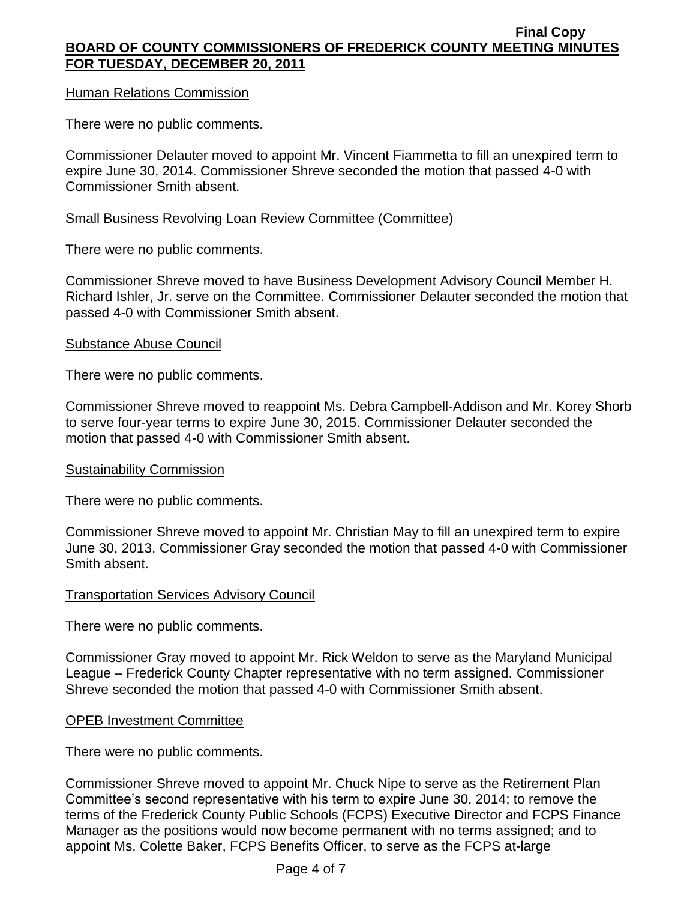Human Relations Commission

There were no public comments.

Commissioner Delauter moved to appoint Mr. Vincent Fiammetta to fill an unexpired term to expire June 30, 2014. Commissioner Shreve seconded the motion that passed 4-0 with Commissioner Smith absent.

Small Business Revolving Loan Review Committee (Committee)

There were no public comments.

Commissioner Shreve moved to have Business Development Advisory Council Member H. Richard Ishler, Jr. serve on the Committee. Commissioner Delauter seconded the motion that passed 4-0 with Commissioner Smith absent.

Substance Abuse Council

There were no public comments.

Commissioner Shreve moved to reappoint Ms. Debra Campbell-Addison and Mr. Korey Shorb to serve four-year terms to expire June 30, 2015. Commissioner Delauter seconded the motion that passed 4-0 with Commissioner Smith absent.

Sustainability Commission

There were no public comments.

Commissioner Shreve moved to appoint Mr. Christian May to fill an unexpired term to expire June 30, 2013. Commissioner Gray seconded the motion that passed 4-0 with Commissioner Smith absent.

Transportation Services Advisory Council

There were no public comments.

Commissioner Gray moved to appoint Mr. Rick Weldon to serve as the Maryland Municipal League – Frederick County Chapter representative with no term assigned. Commissioner Shreve seconded the motion that passed 4-0 with Commissioner Smith absent.

OPEB Investment Committee

There were no public comments.

Commissioner Shreve moved to appoint Mr. Chuck Nipe to serve as the Retirement Plan Committee's second representative with his term to expire June 30, 2014; to remove the terms of the Frederick County Public Schools (FCPS) Executive Director and FCPS Finance Manager as the positions would now become permanent with no terms assigned; and to appoint Ms. Colette Baker, FCPS Benefits Officer, to serve as the FCPS at-large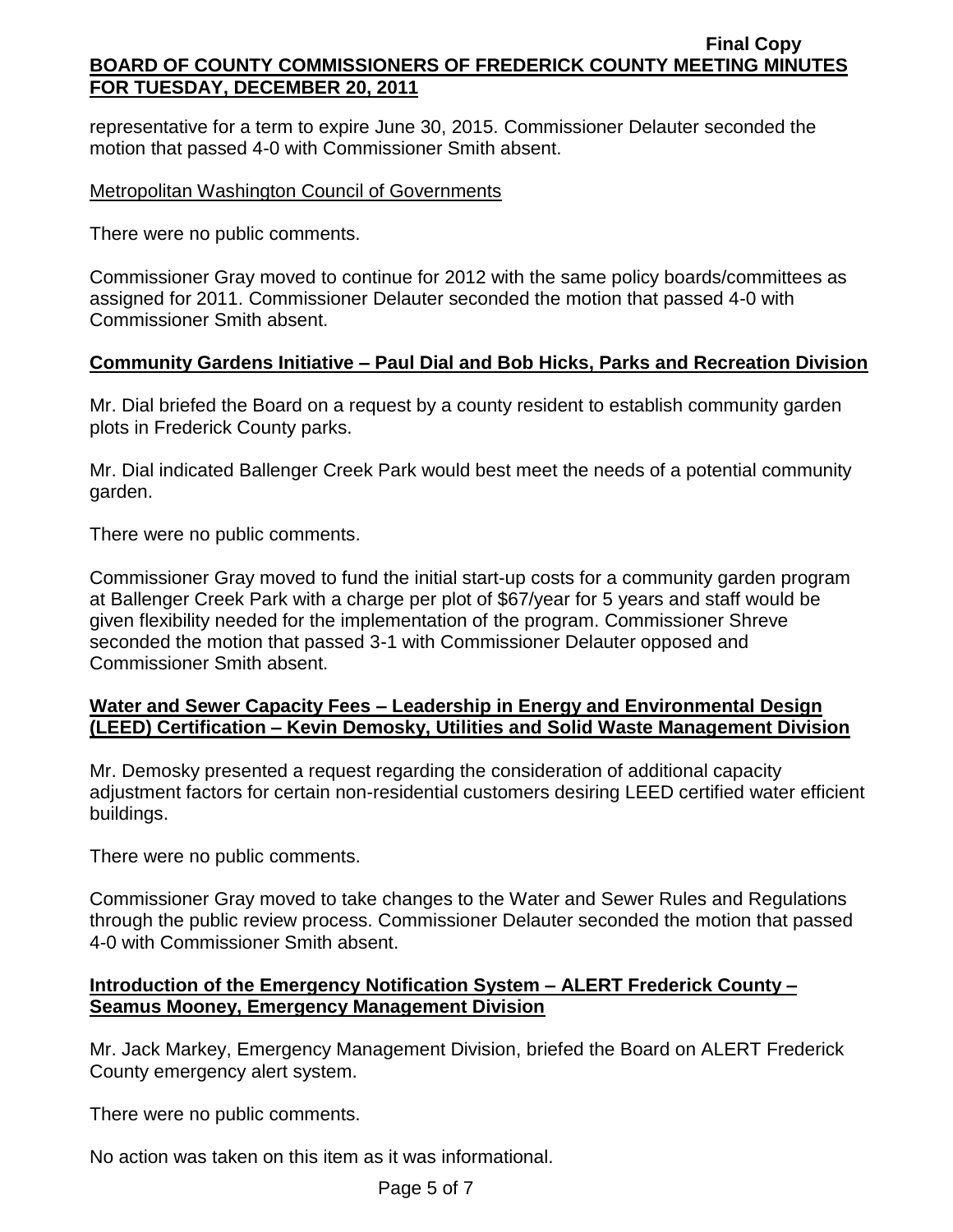representative for a term to expire June 30, 2015. Commissioner Delauter seconded the motion that passed 4-0 with Commissioner Smith absent.

Metropolitan Washington Council of Governments

There were no public comments.

Commissioner Gray moved to continue for 2012 with the same policy boards/committees as assigned for 2011. Commissioner Delauter seconded the motion that passed 4-0 with Commissioner Smith absent.

**Community Gardens Initiative – Paul Dial and Bob Hicks, Parks and Recreation Division**

Mr. Dial briefed the Board on a request by a county resident to establish community garden plots in Frederick County parks.

Mr. Dial indicated Ballenger Creek Park would best meet the needs of a potential community garden.

There were no public comments.

Commissioner Gray moved to fund the initial start-up costs for a community garden program at Ballenger Creek Park with a charge per plot of $67/year for 5 years and staff would be given flexibility needed for the implementation of the program. Commissioner Shreve seconded the motion that passed 3-1 with Commissioner Delauter opposed and Commissioner Smith absent.

**Water and Sewer Capacity Fees – Leadership in Energy and Environmental Design (LEED) Certification – Kevin Demosky, Utilities and Solid Waste Management Division**

Mr. Demosky presented a request regarding the consideration of additional capacity adjustment factors for certain non-residential customers desiring LEED certified water efficient buildings.

There were no public comments.

Commissioner Gray moved to take changes to the Water and Sewer Rules and Regulations through the public review process. Commissioner Delauter seconded the motion that passed 4-0 with Commissioner Smith absent.

**Introduction of the Emergency Notification System – ALERT Frederick County – Seamus Mooney, Emergency Management Division**

Mr. Jack Markey, Emergency Management Division, briefed the Board on ALERT Frederick County emergency alert system.

There were no public comments.

No action was taken on this item as it was informational.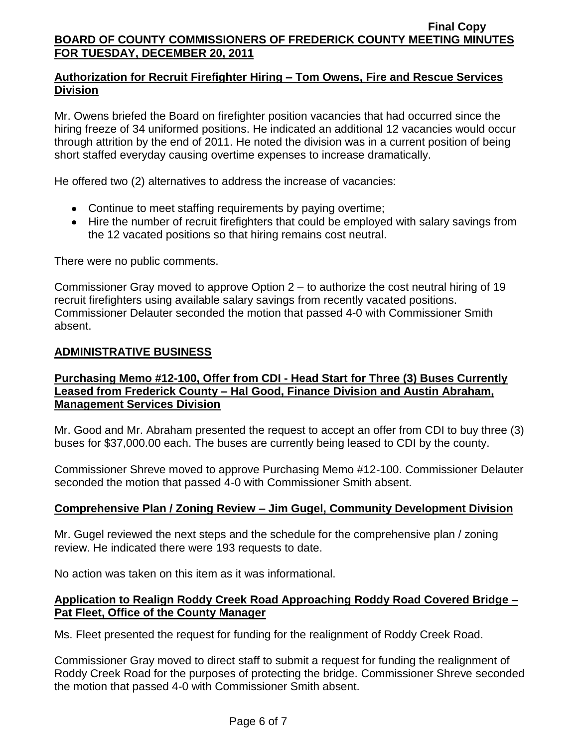## Authorization for Recruit Firefighter Hiring – Tom Owens, Fire and Rescue Services Division

Mr. Owens briefed the Board on firefighter position vacancies that had occurred since the hiring freeze of 34 uniformed positions. He indicated an additional 12 vacancies would occur through attrition by the end of 2011. He noted the division was in a current position of being short staffed everyday causing overtime expenses to increase dramatically.

He offered two (2) alternatives to address the increase of vacancies:

- Continue to meet staffing requirements by paying overtime;
- Hire the number of recruit firefighters that could be employed with salary savings from the 12 vacated positions so that hiring remains cost neutral.

There were no public comments.

Commissioner Gray moved to approve Option 2 – to authorize the cost neutral hiring of 19 recruit firefighters using available salary savings from recently vacated positions. Commissioner Delauter seconded the motion that passed 4-0 with Commissioner Smith absent.

## ADMINISTRATIVE BUSINESS

### Purchasing Memo #12-100, Offer from CDI - Head Start for Three (3) Buses Currently Leased from Frederick County – Hal Good, Finance Division and Austin Abraham, Management Services Division

Mr. Good and Mr. Abraham presented the request to accept an offer from CDI to buy three (3) buses for $37,000.00 each. The buses are currently being leased to CDI by the county.

Commissioner Shreve moved to approve Purchasing Memo #12-100. Commissioner Delauter seconded the motion that passed 4-0 with Commissioner Smith absent.

### Comprehensive Plan / Zoning Review – Jim Gugel, Community Development Division

Mr. Gugel reviewed the next steps and the schedule for the comprehensive plan / zoning review. He indicated there were 193 requests to date.

No action was taken on this item as it was informational.

### Application to Realign Roddy Creek Road Approaching Roddy Road Covered Bridge – Pat Fleet, Office of the County Manager

Ms. Fleet presented the request for funding for the realignment of Roddy Creek Road.

Commissioner Gray moved to direct staff to submit a request for funding the realignment of Roddy Creek Road for the purposes of protecting the bridge. Commissioner Shreve seconded the motion that passed 4-0 with Commissioner Smith absent.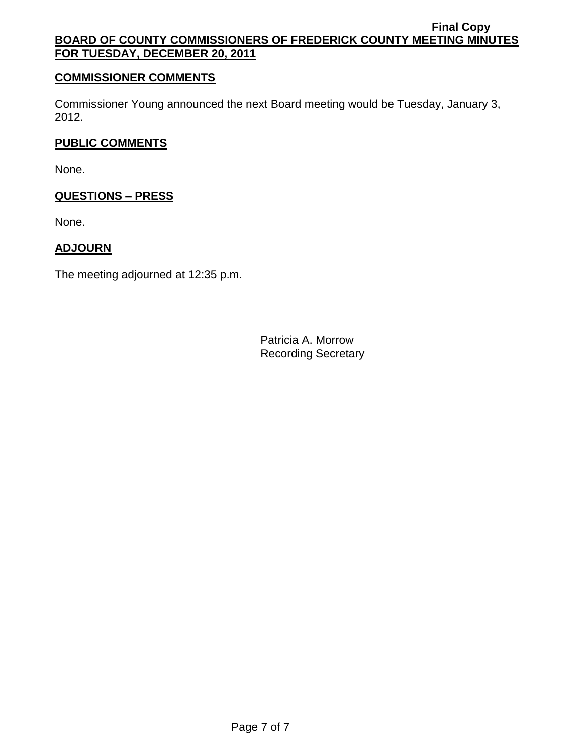## COMMISSIONER COMMENTS

Commissioner Young announced the next Board meeting would be Tuesday, January 3, 2012.

## PUBLIC COMMENTS

None.

## QUESTIONS – PRESS

None.

## ADJOURN

The meeting adjourned at 12:35 p.m.

Patricia A. Morrow
Recording Secretary